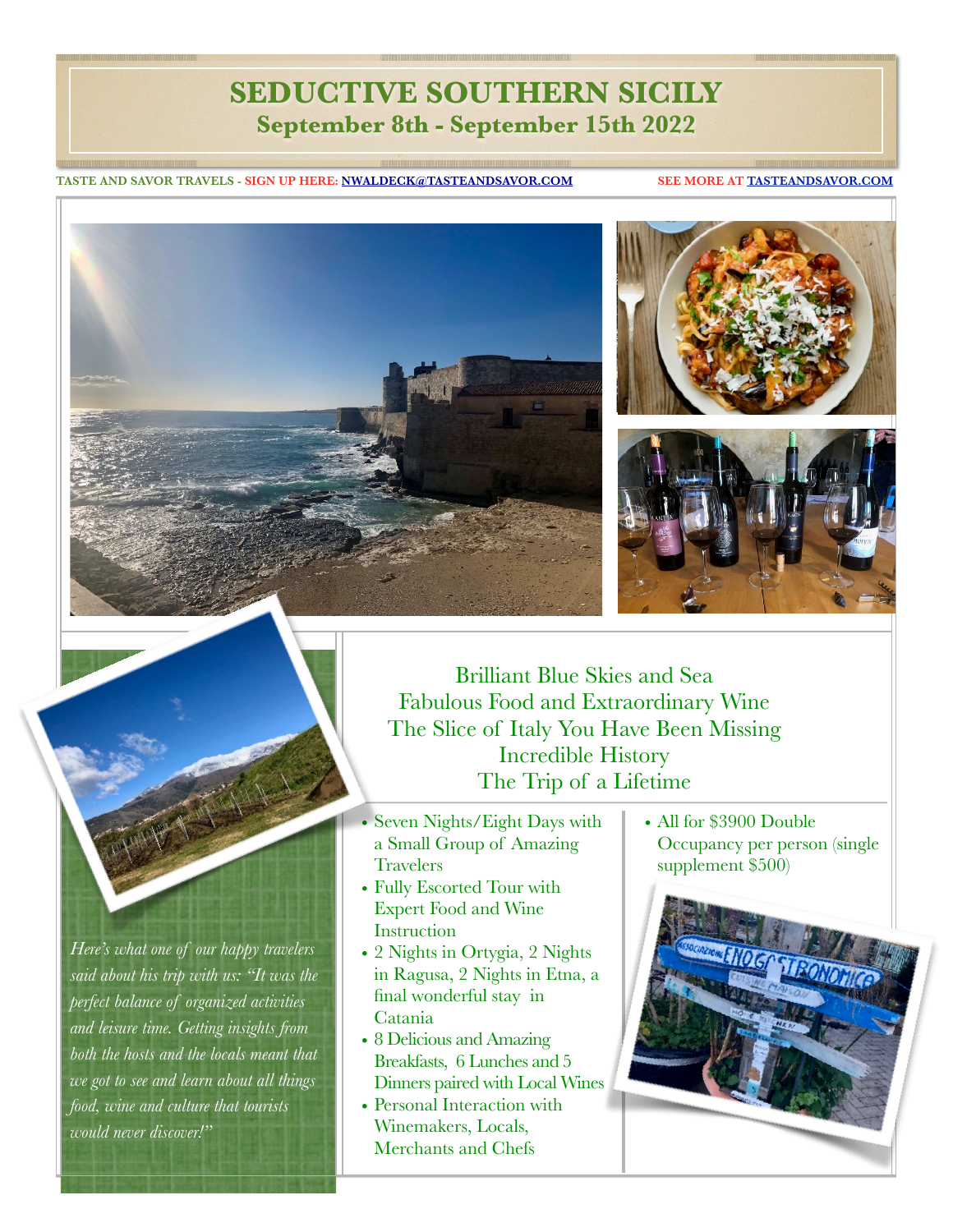# SEDUCTIVE SOUTHERN SICILY

## September 8th - September 15th 2022

TASTE AND SAVOR TRAVELS - SIGN UP HERE: NWALDECK@TASTEANDSAVOR.COM

SEE MORE AT TASTEANDSAVOR.COM

Brilliant Blue Skies and Sea
Fabulous Food and Extraordinary Wine
The Slice of Italy You Have Been Missing
Incredible History
The Trip of a Lifetime

- Seven Nights/Eight Days with a Small Group of Amazing Travelers
- Fully Escorted Tour with Expert Food and Wine Instruction
- 2 Nights in Ortygia, 2 Nights in Ragusa, 2 Nights in Etna, a final wonderful stay in Catania
- 8 Delicious and Amazing Breakfasts, 6 Lunches and 5 Dinners paired with Local Wines
- Personal Interaction with Winemakers, Locals, Merchants and Chefs
- All for $3900 Double Occupancy per person (single supplement $500)

*Here's what one of our happy travelers said about his trip with us: "It was the perfect balance of organized activities and leisure time. Getting insights from both the hosts and the locals meant that we got to see and learn about all things food, wine and culture that tourists would never discover!"*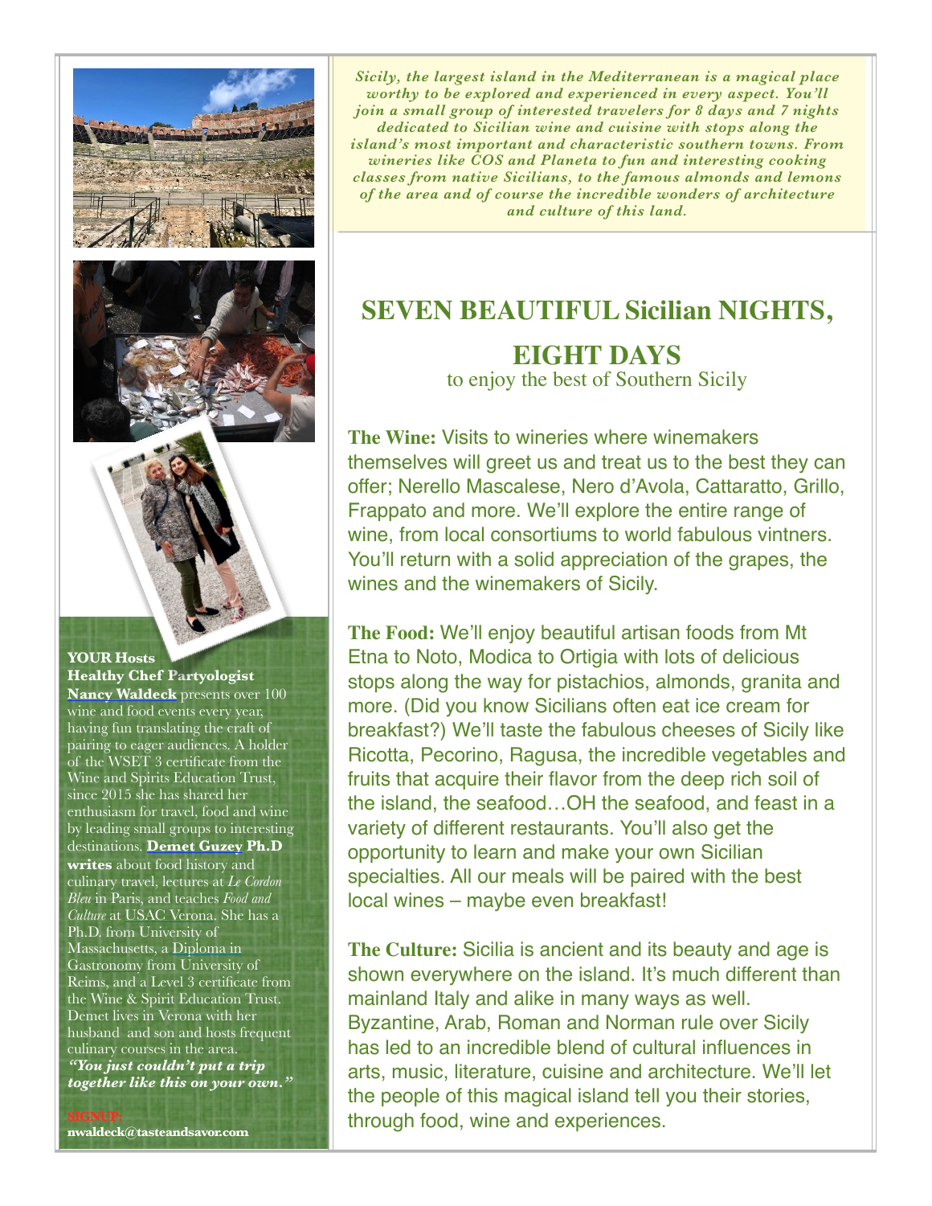*Sicily, the largest island in the Mediterranean is a magical place worthy to be explored and experienced in every aspect. You'll join a small group of interested travelers for 8 days and 7 nights dedicated to Sicilian wine and cuisine with stops along the island's most important and characteristic southern towns. From wineries like COS and Planeta to fun and interesting cooking classes from native Sicilians, to the famous almonds and lemons of the area and of course the incredible wonders of architecture and culture of this land.*

# SEVEN BEAUTIFUL Sicilian NIGHTS, EIGHT DAYS

to enjoy the best of Southern Sicily

**The Wine:** Visits to wineries where winemakers themselves will greet us and treat us to the best they can offer; Nerello Mascalese, Nero d'Avola, Cattaratto, Grillo, Frappato and more. We'll explore the entire range of wine, from local consortiums to world fabulous vintners. You'll return with a solid appreciation of the grapes, the wines and the winemakers of Sicily.

**The Food:** We'll enjoy beautiful artisan foods from Mt Etna to Noto, Modica to Ortigia with lots of delicious stops along the way for pistachios, almonds, granita and more. (Did you know Sicilians often eat ice cream for breakfast?) We'll taste the fabulous cheeses of Sicily like Ricotta, Pecorino, Ragusa, the incredible vegetables and fruits that acquire their flavor from the deep rich soil of the island, the seafood…OH the seafood, and feast in a variety of different restaurants. You'll also get the opportunity to learn and make your own Sicilian specialties. All our meals will be paired with the best local wines – maybe even breakfast!

**The Culture:** Sicilia is ancient and its beauty and age is shown everywhere on the island. It's much different than mainland Italy and alike in many ways as well. Byzantine, Arab, Roman and Norman rule over Sicily has led to an incredible blend of cultural influences in arts, music, literature, cuisine and architecture. We'll let the people of this magical island tell you their stories, through food, wine and experiences.

**YOUR Hosts**
**Healthy Chef Partyologist**
**Nancy Waldeck** presents over 100 wine and food events every year, having fun translating the craft of pairing to eager audiences. A holder of the WSET 3 certificate from the Wine and Spirits Education Trust, since 2015 she has shared her enthusiasm for travel, food and wine by leading small groups to interesting destinations. **Demet Guzey Ph.D writes** about food history and culinary travel, lectures at *Le Cordon Bleu* in Paris, and teaches *Food and Culture* at USAC Verona. She has a Ph.D. from University of Massachusetts, a Diploma in Gastronomy from University of Reims, and a Level 3 certificate from the Wine & Spirit Education Trust. Demet lives in Verona with her husband and son and hosts frequent culinary courses in the area.

***"You just couldn't put a trip together like this on your own."***

SIGNUP:
**nwaldeck@tasteandsavor.com**